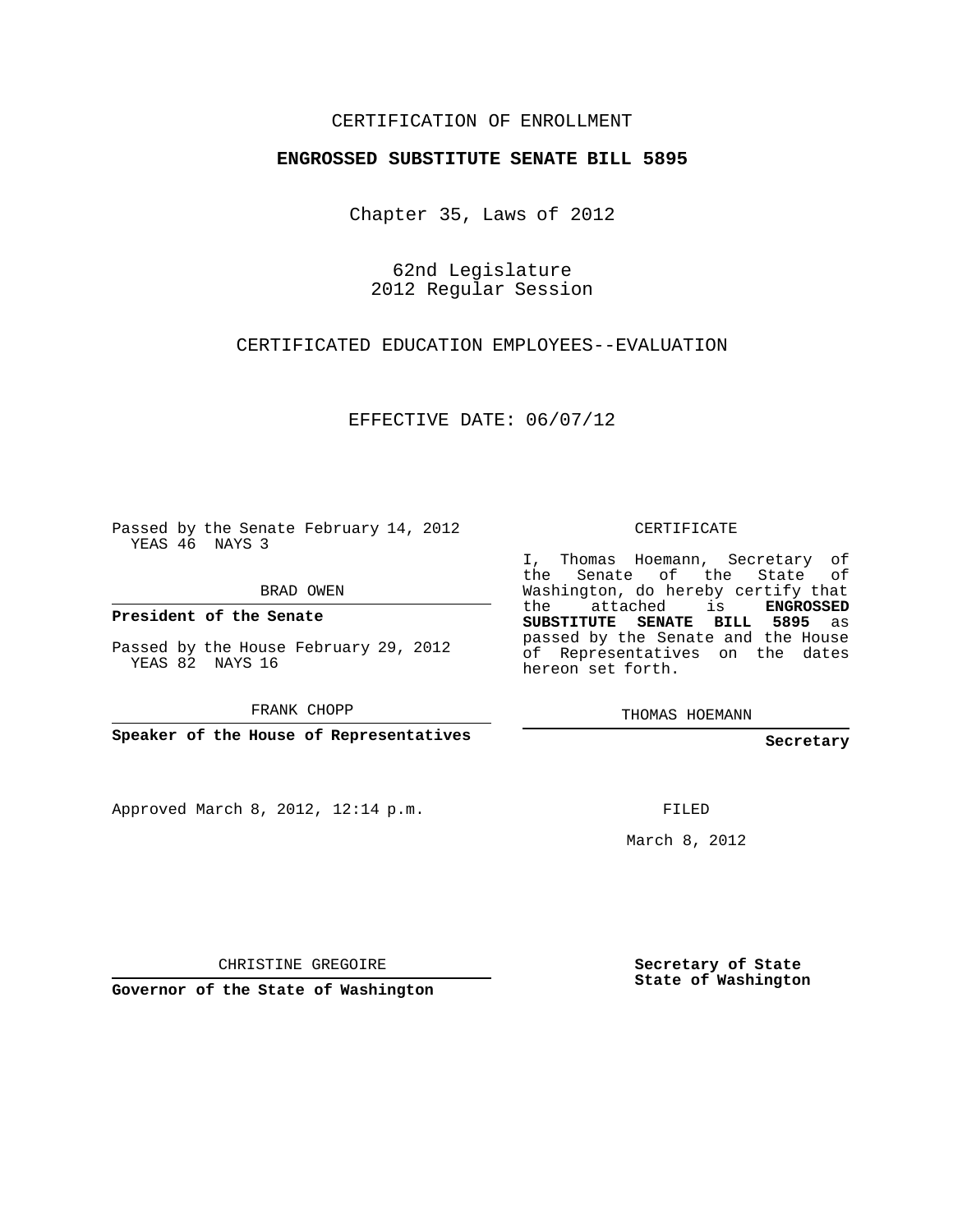CERTIFICATION OF ENROLLMENT

**ENGROSSED SUBSTITUTE SENATE BILL 5895**

Chapter 35, Laws of 2012

62nd Legislature
2012 Regular Session

CERTIFICATED EDUCATION EMPLOYEES--EVALUATION

EFFECTIVE DATE: 06/07/12

Passed by the Senate February 14, 2012
YEAS 46 NAYS 3

BRAD OWEN

**President of the Senate**

Passed by the House February 29, 2012
YEAS 82 NAYS 16

FRANK CHOPP

**Speaker of the House of Representatives**

Approved March 8, 2012, 12:14 p.m.

CHRISTINE GREGOIRE

**Governor of the State of Washington**

CERTIFICATE

I, Thomas Hoemann, Secretary of the Senate of the State of Washington, do hereby certify that the attached is **ENGROSSED SUBSTITUTE SENATE BILL 5895** as passed by the Senate and the House of Representatives on the dates hereon set forth.

THOMAS HOEMANN

**Secretary**

FILED

March 8, 2012

**Secretary of State**
**State of Washington**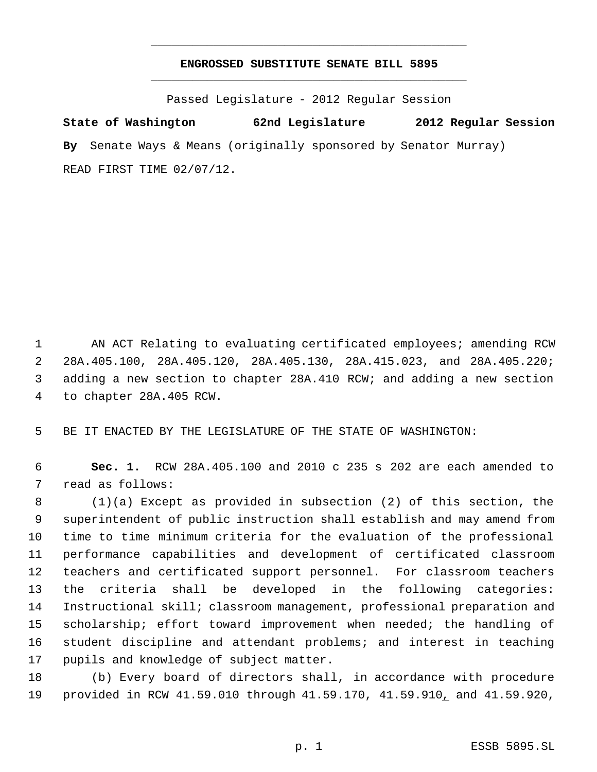# ENGROSSED SUBSTITUTE SENATE BILL 5895

Passed Legislature - 2012 Regular Session

**State of Washington 62nd Legislature 2012 Regular Session**

**By** Senate Ways & Means (originally sponsored by Senator Murray)

READ FIRST TIME 02/07/12.

AN ACT Relating to evaluating certificated employees; amending RCW 28A.405.100, 28A.405.120, 28A.405.130, 28A.415.023, and 28A.405.220; adding a new section to chapter 28A.410 RCW; and adding a new section to chapter 28A.405 RCW.

BE IT ENACTED BY THE LEGISLATURE OF THE STATE OF WASHINGTON:

**Sec. 1.** RCW 28A.405.100 and 2010 c 235 s 202 are each amended to read as follows:

(1)(a) Except as provided in subsection (2) of this section, the superintendent of public instruction shall establish and may amend from time to time minimum criteria for the evaluation of the professional performance capabilities and development of certificated classroom teachers and certificated support personnel. For classroom teachers the criteria shall be developed in the following categories: Instructional skill; classroom management, professional preparation and scholarship; effort toward improvement when needed; the handling of student discipline and attendant problems; and interest in teaching pupils and knowledge of subject matter.

(b) Every board of directors shall, in accordance with procedure provided in RCW 41.59.010 through 41.59.170, 41.59.910, and 41.59.920,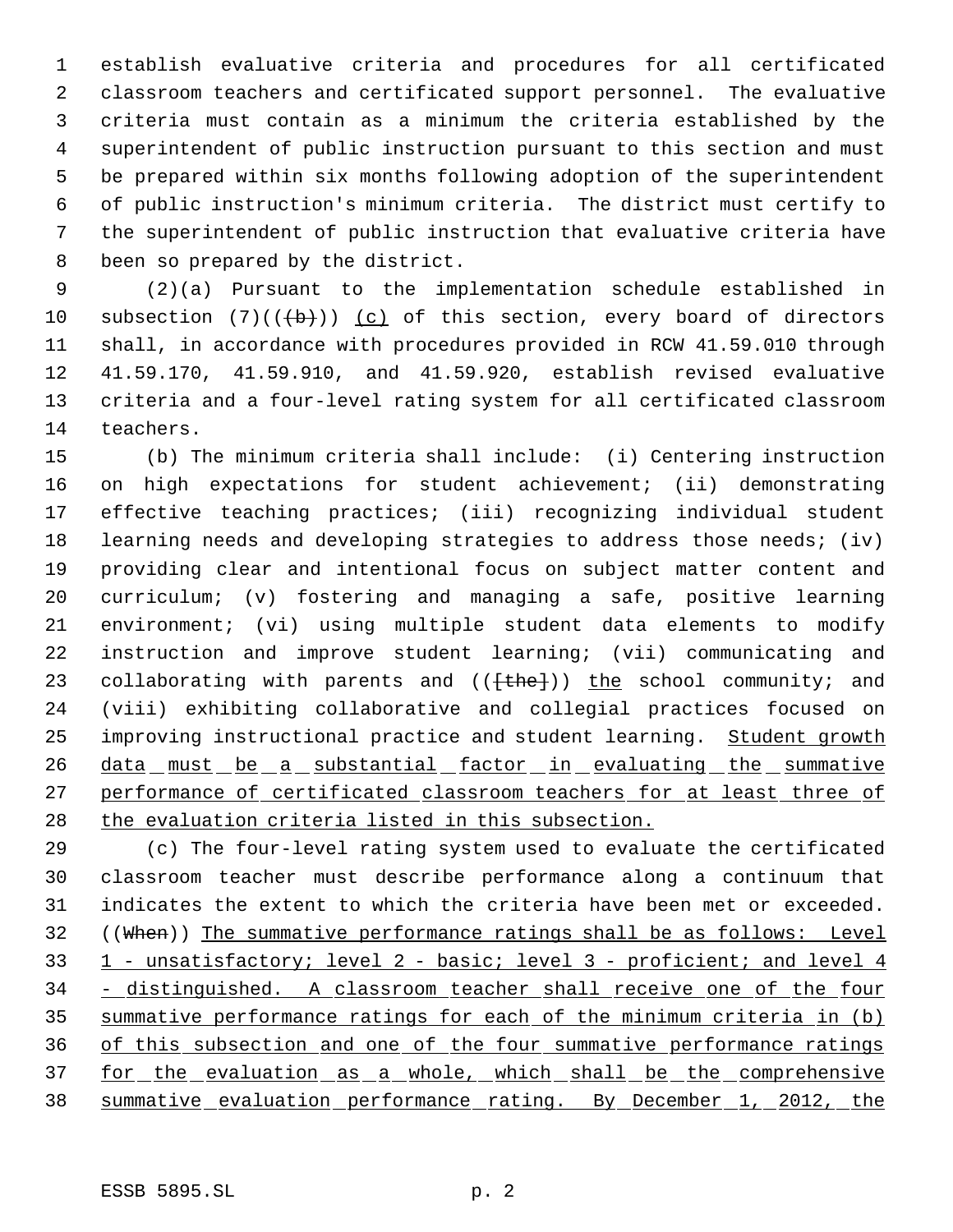establish evaluative criteria and procedures for all certificated classroom teachers and certificated support personnel. The evaluative criteria must contain as a minimum the criteria established by the superintendent of public instruction pursuant to this section and must be prepared within six months following adoption of the superintendent of public instruction's minimum criteria. The district must certify to the superintendent of public instruction that evaluative criteria have been so prepared by the district.

(2)(a) Pursuant to the implementation schedule established in subsection (7)((~~(b)~~)) <u>(c)</u> of this section, every board of directors shall, in accordance with procedures provided in RCW 41.59.010 through 41.59.170, 41.59.910, and 41.59.920, establish revised evaluative criteria and a four-level rating system for all certificated classroom teachers.

(b) The minimum criteria shall include: (i) Centering instruction on high expectations for student achievement; (ii) demonstrating effective teaching practices; (iii) recognizing individual student learning needs and developing strategies to address those needs; (iv) providing clear and intentional focus on subject matter content and curriculum; (v) fostering and managing a safe, positive learning environment; (vi) using multiple student data elements to modify instruction and improve student learning; (vii) communicating and collaborating with parents and ((~~[the]~~)) <u>the</u> school community; and (viii) exhibiting collaborative and collegial practices focused on improving instructional practice and student learning. <u>Student growth data must be a substantial factor in evaluating the summative performance of certificated classroom teachers for at least three of the evaluation criteria listed in this subsection.</u>

(c) The four-level rating system used to evaluate the certificated classroom teacher must describe performance along a continuum that indicates the extent to which the criteria have been met or exceeded. ((~~When~~)) <u>The summative performance ratings shall be as follows: Level 1 - unsatisfactory; level 2 - basic; level 3 - proficient; and level 4 - distinguished. A classroom teacher shall receive one of the four summative performance ratings for each of the minimum criteria in (b) of this subsection and one of the four summative performance ratings for the evaluation as a whole, which shall be the comprehensive summative evaluation performance rating. By December 1, 2012, the</u>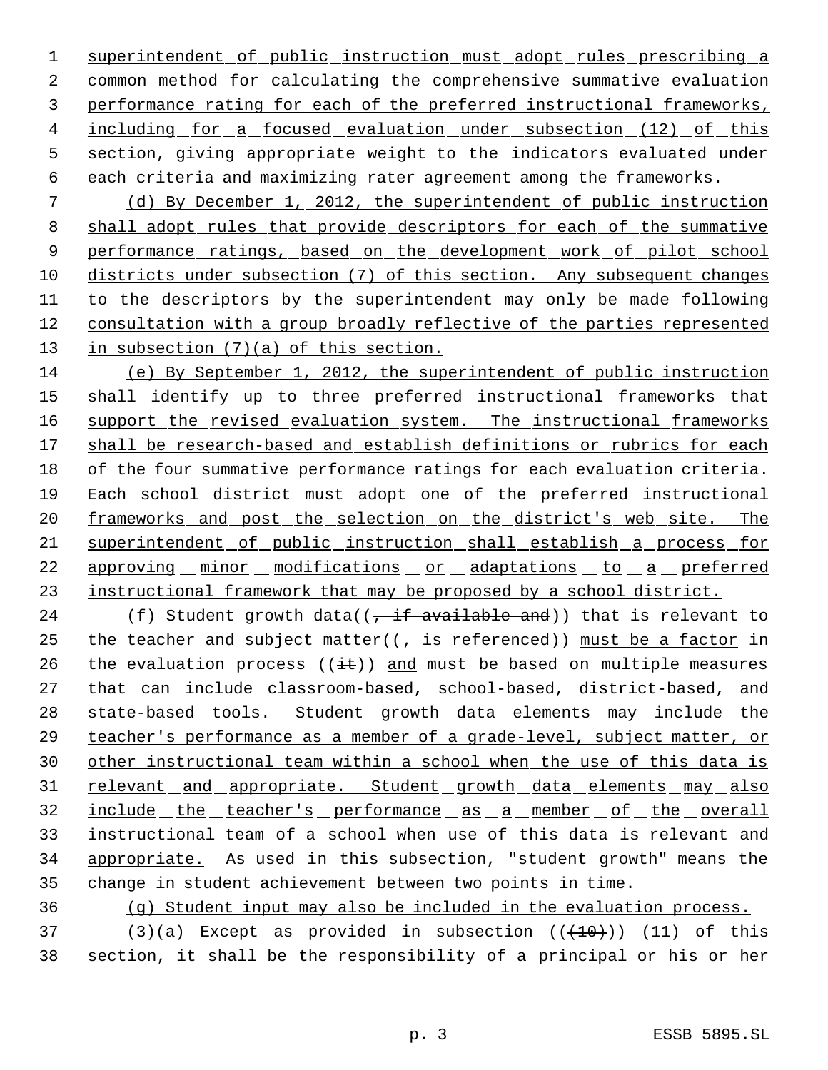superintendent of public instruction must adopt rules prescribing a common method for calculating the comprehensive summative evaluation performance rating for each of the preferred instructional frameworks, including for a focused evaluation under subsection (12) of this section, giving appropriate weight to the indicators evaluated under each criteria and maximizing rater agreement among the frameworks.

(d) By December 1, 2012, the superintendent of public instruction shall adopt rules that provide descriptors for each of the summative performance ratings, based on the development work of pilot school districts under subsection (7) of this section. Any subsequent changes to the descriptors by the superintendent may only be made following consultation with a group broadly reflective of the parties represented in subsection (7)(a) of this section.

(e) By September 1, 2012, the superintendent of public instruction shall identify up to three preferred instructional frameworks that support the revised evaluation system. The instructional frameworks shall be research-based and establish definitions or rubrics for each of the four summative performance ratings for each evaluation criteria. Each school district must adopt one of the preferred instructional frameworks and post the selection on the district's web site. The superintendent of public instruction shall establish a process for approving minor modifications or adaptations to a preferred instructional framework that may be proposed by a school district.

(f) Student growth data((~~, if available and~~)) that is relevant to the teacher and subject matter((~~, is referenced~~)) must be a factor in the evaluation process ((~~it~~)) and must be based on multiple measures that can include classroom-based, school-based, district-based, and state-based tools. Student growth data elements may include the teacher's performance as a member of a grade-level, subject matter, or other instructional team within a school when the use of this data is relevant and appropriate. Student growth data elements may also include the teacher's performance as a member of the overall instructional team of a school when use of this data is relevant and appropriate. As used in this subsection, "student growth" means the change in student achievement between two points in time.

(g) Student input may also be included in the evaluation process.

(3)(a) Except as provided in subsection ((~~(10)~~)) (11) of this section, it shall be the responsibility of a principal or his or her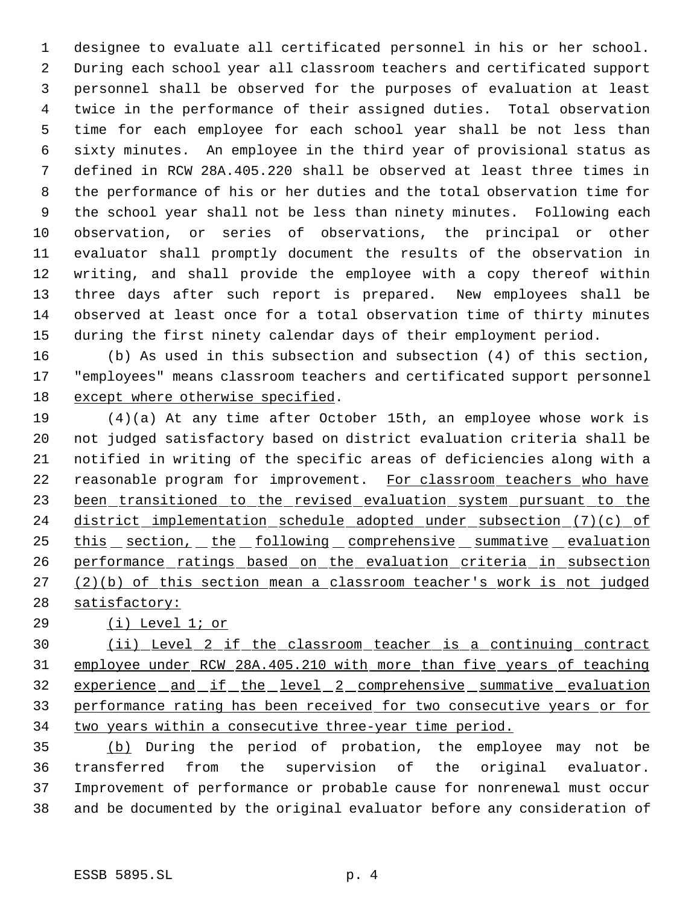designee to evaluate all certificated personnel in his or her school. During each school year all classroom teachers and certificated support personnel shall be observed for the purposes of evaluation at least twice in the performance of their assigned duties. Total observation time for each employee for each school year shall be not less than sixty minutes. An employee in the third year of provisional status as defined in RCW 28A.405.220 shall be observed at least three times in the performance of his or her duties and the total observation time for the school year shall not be less than ninety minutes. Following each observation, or series of observations, the principal or other evaluator shall promptly document the results of the observation in writing, and shall provide the employee with a copy thereof within three days after such report is prepared. New employees shall be observed at least once for a total observation time of thirty minutes during the first ninety calendar days of their employment period.

(b) As used in this subsection and subsection (4) of this section, "employees" means classroom teachers and certificated support personnel except where otherwise specified.

(4)(a) At any time after October 15th, an employee whose work is not judged satisfactory based on district evaluation criteria shall be notified in writing of the specific areas of deficiencies along with a reasonable program for improvement. For classroom teachers who have been transitioned to the revised evaluation system pursuant to the district implementation schedule adopted under subsection (7)(c) of this section, the following comprehensive summative evaluation performance ratings based on the evaluation criteria in subsection (2)(b) of this section mean a classroom teacher's work is not judged satisfactory:

(i) Level 1; or

(ii) Level 2 if the classroom teacher is a continuing contract employee under RCW 28A.405.210 with more than five years of teaching experience and if the level 2 comprehensive summative evaluation performance rating has been received for two consecutive years or for two years within a consecutive three-year time period.

(b) During the period of probation, the employee may not be transferred from the supervision of the original evaluator. Improvement of performance or probable cause for nonrenewal must occur and be documented by the original evaluator before any consideration of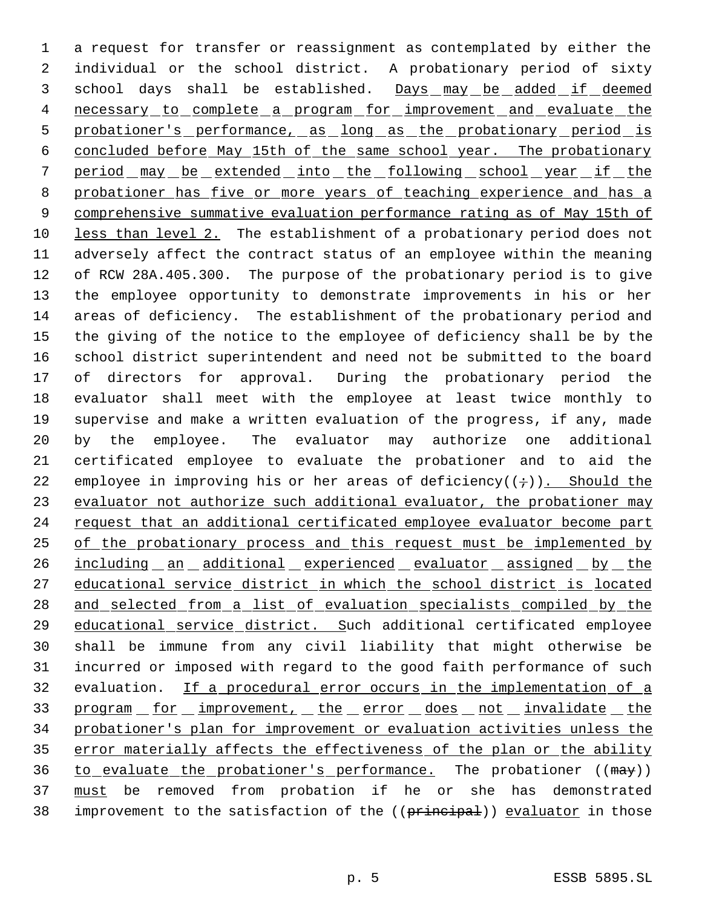a request for transfer or reassignment as contemplated by either the individual or the school district. A probationary period of sixty school days shall be established. Days may be added if deemed necessary to complete a program for improvement and evaluate the probationer's performance, as long as the probationary period is concluded before May 15th of the same school year. The probationary period may be extended into the following school year if the probationer has five or more years of teaching experience and has a comprehensive summative evaluation performance rating as of May 15th of less than level 2. The establishment of a probationary period does not adversely affect the contract status of an employee within the meaning of RCW 28A.405.300. The purpose of the probationary period is to give the employee opportunity to demonstrate improvements in his or her areas of deficiency. The establishment of the probationary period and the giving of the notice to the employee of deficiency shall be by the school district superintendent and need not be submitted to the board of directors for approval. During the probationary period the evaluator shall meet with the employee at least twice monthly to supervise and make a written evaluation of the progress, if any, made by the employee. The evaluator may authorize one additional certificated employee to evaluate the probationer and to aid the employee in improving his or her areas of deficiency((;)). Should the evaluator not authorize such additional evaluator, the probationer may request that an additional certificated employee evaluator become part of the probationary process and this request must be implemented by including an additional experienced evaluator assigned by the educational service district in which the school district is located and selected from a list of evaluation specialists compiled by the educational service district. Such additional certificated employee shall be immune from any civil liability that might otherwise be incurred or imposed with regard to the good faith performance of such evaluation. If a procedural error occurs in the implementation of a program for improvement, the error does not invalidate the probationer's plan for improvement or evaluation activities unless the error materially affects the effectiveness of the plan or the ability to evaluate the probationer's performance. The probationer ((~~may~~)) must be removed from probation if he or she has demonstrated improvement to the satisfaction of the ((~~principal~~)) evaluator in those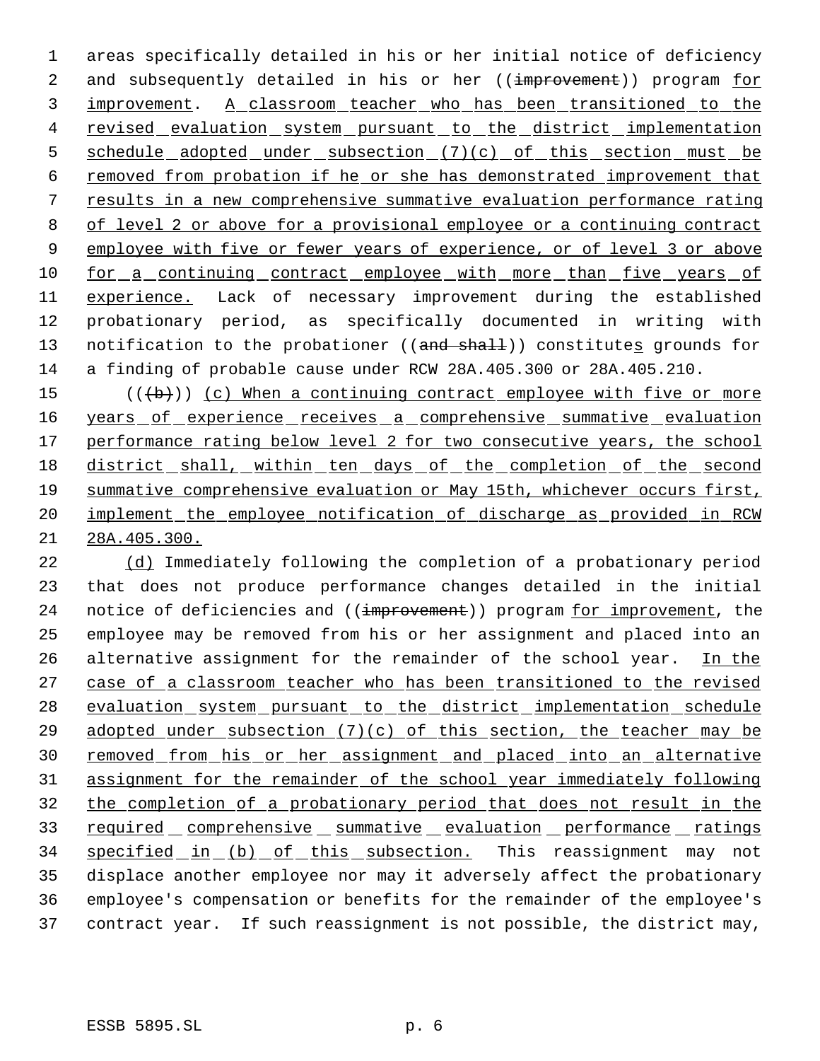areas specifically detailed in his or her initial notice of deficiency and subsequently detailed in his or her ((~~improvement~~)) program <u>for improvement</u>. <u>A classroom teacher who has been transitioned to the revised evaluation system pursuant to the district implementation schedule adopted under subsection (7)(c) of this section must be removed from probation if he or she has demonstrated improvement that results in a new comprehensive summative evaluation performance rating of level 2 or above for a provisional employee or a continuing contract employee with five or fewer years of experience, or of level 3 or above for a continuing contract employee with more than five years of experience.</u> Lack of necessary improvement during the established probationary period, as specifically documented in writing with notification to the probationer ((~~and shall~~)) constitute<u>s</u> grounds for a finding of probable cause under RCW 28A.405.300 or 28A.405.210.

((~~(b)~~)) <u>(c) When a continuing contract employee with five or more years of experience receives a comprehensive summative evaluation performance rating below level 2 for two consecutive years, the school district shall, within ten days of the completion of the second summative comprehensive evaluation or May 15th, whichever occurs first, implement the employee notification of discharge as provided in RCW 28A.405.300.</u>

<u>(d)</u> Immediately following the completion of a probationary period that does not produce performance changes detailed in the initial notice of deficiencies and ((~~improvement~~)) program <u>for improvement</u>, the employee may be removed from his or her assignment and placed into an alternative assignment for the remainder of the school year. <u>In the case of a classroom teacher who has been transitioned to the revised evaluation system pursuant to the district implementation schedule adopted under subsection (7)(c) of this section, the teacher may be removed from his or her assignment and placed into an alternative assignment for the remainder of the school year immediately following the completion of a probationary period that does not result in the required comprehensive summative evaluation performance ratings specified in (b) of this subsection.</u> This reassignment may not displace another employee nor may it adversely affect the probationary employee's compensation or benefits for the remainder of the employee's contract year. If such reassignment is not possible, the district may,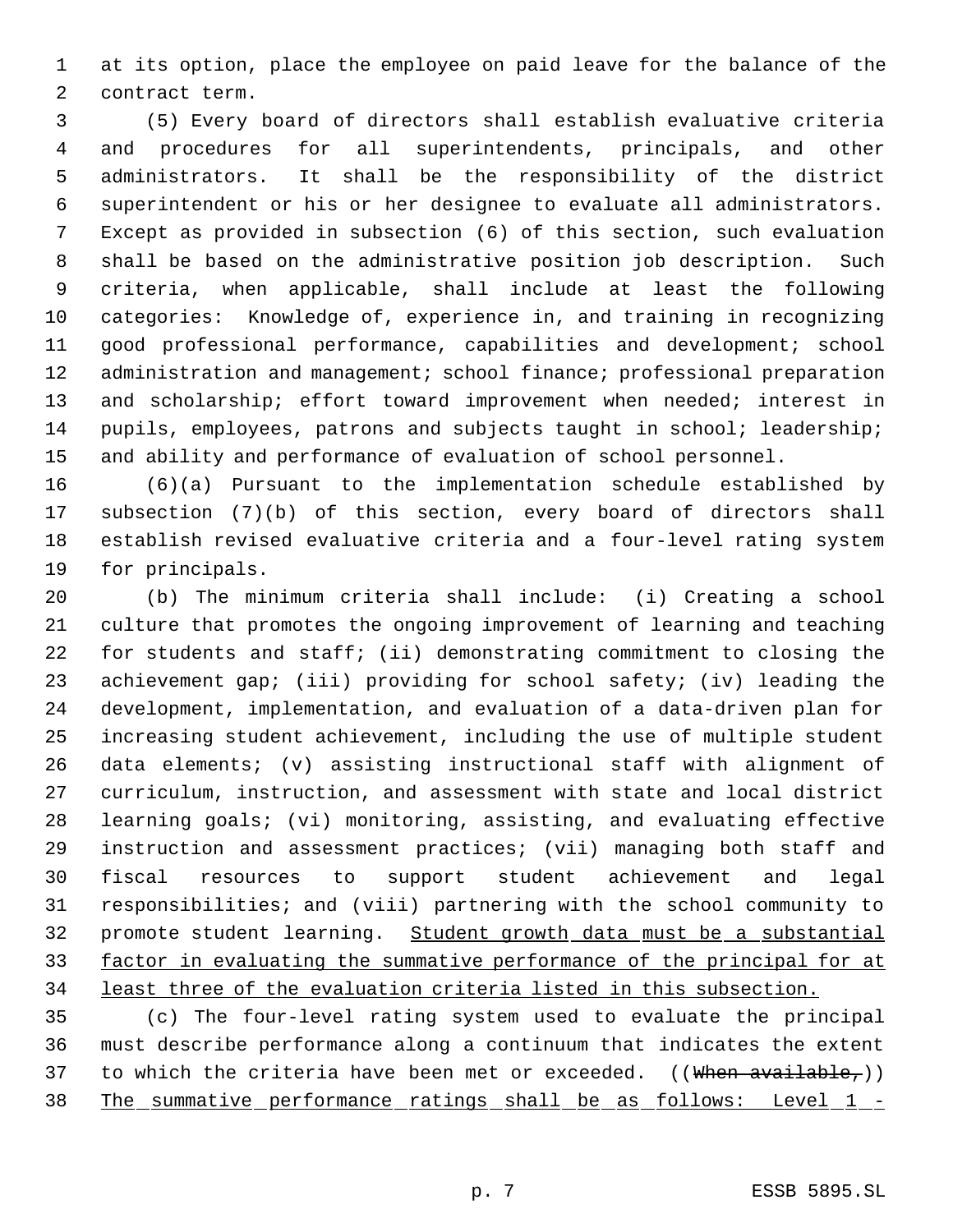at its option, place the employee on paid leave for the balance of the contract term.

(5) Every board of directors shall establish evaluative criteria and procedures for all superintendents, principals, and other administrators. It shall be the responsibility of the district superintendent or his or her designee to evaluate all administrators. Except as provided in subsection (6) of this section, such evaluation shall be based on the administrative position job description. Such criteria, when applicable, shall include at least the following categories: Knowledge of, experience in, and training in recognizing good professional performance, capabilities and development; school administration and management; school finance; professional preparation and scholarship; effort toward improvement when needed; interest in pupils, employees, patrons and subjects taught in school; leadership; and ability and performance of evaluation of school personnel.

(6)(a) Pursuant to the implementation schedule established by subsection (7)(b) of this section, every board of directors shall establish revised evaluative criteria and a four-level rating system for principals.

(b) The minimum criteria shall include: (i) Creating a school culture that promotes the ongoing improvement of learning and teaching for students and staff; (ii) demonstrating commitment to closing the achievement gap; (iii) providing for school safety; (iv) leading the development, implementation, and evaluation of a data-driven plan for increasing student achievement, including the use of multiple student data elements; (v) assisting instructional staff with alignment of curriculum, instruction, and assessment with state and local district learning goals; (vi) monitoring, assisting, and evaluating effective instruction and assessment practices; (vii) managing both staff and fiscal resources to support student achievement and legal responsibilities; and (viii) partnering with the school community to promote student learning. Student growth data must be a substantial factor in evaluating the summative performance of the principal for at least three of the evaluation criteria listed in this subsection.

(c) The four-level rating system used to evaluate the principal must describe performance along a continuum that indicates the extent to which the criteria have been met or exceeded. ((~~When available,~~)) The summative performance ratings shall be as follows: Level 1 -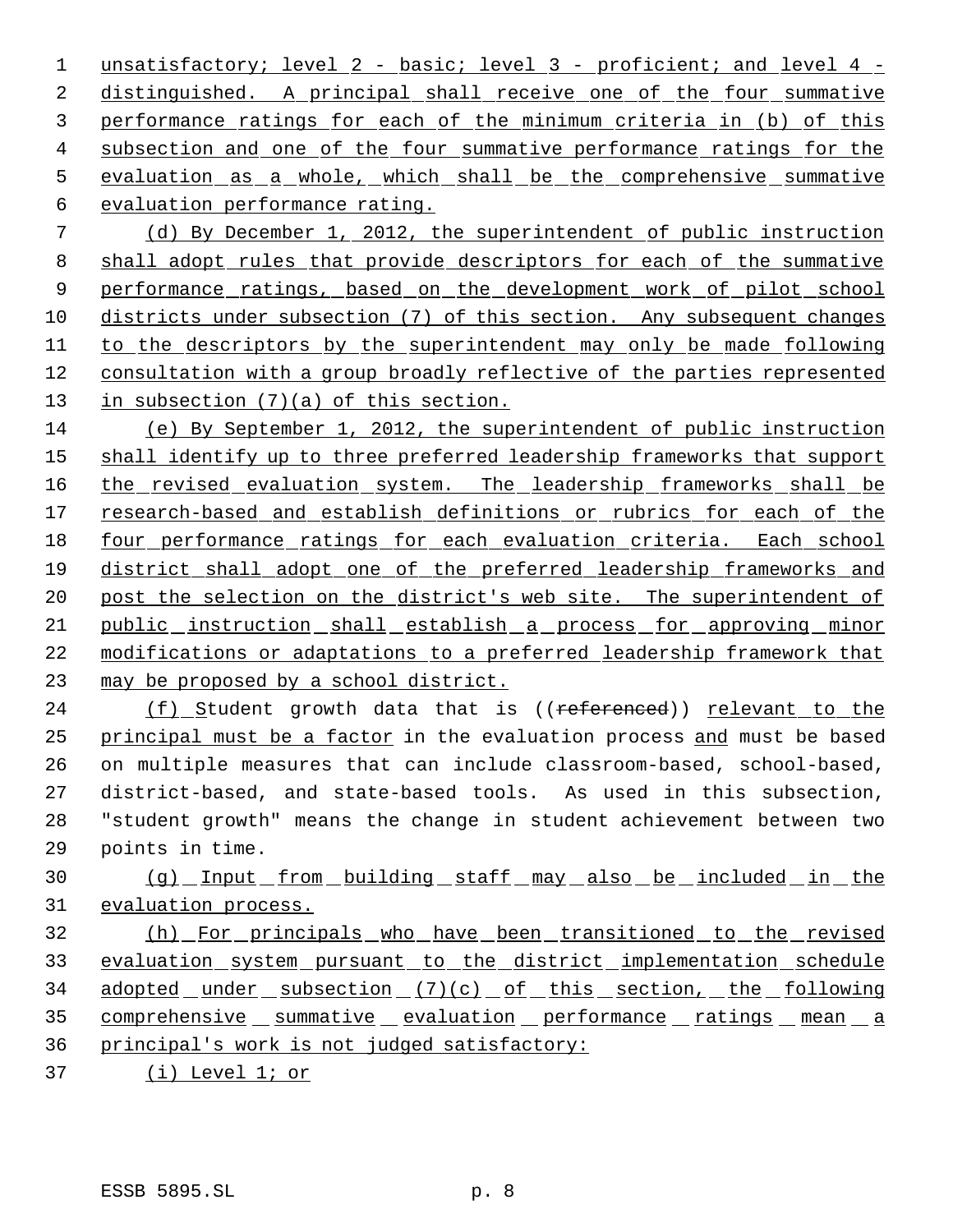unsatisfactory; level 2 - basic; level 3 - proficient; and level 4 - distinguished. A principal shall receive one of the four summative performance ratings for each of the minimum criteria in (b) of this subsection and one of the four summative performance ratings for the evaluation as a whole, which shall be the comprehensive summative evaluation performance rating.

(d) By December 1, 2012, the superintendent of public instruction shall adopt rules that provide descriptors for each of the summative performance ratings, based on the development work of pilot school districts under subsection (7) of this section. Any subsequent changes to the descriptors by the superintendent may only be made following consultation with a group broadly reflective of the parties represented in subsection (7)(a) of this section.

(e) By September 1, 2012, the superintendent of public instruction shall identify up to three preferred leadership frameworks that support the revised evaluation system. The leadership frameworks shall be research-based and establish definitions or rubrics for each of the four performance ratings for each evaluation criteria. Each school district shall adopt one of the preferred leadership frameworks and post the selection on the district's web site. The superintendent of public instruction shall establish a process for approving minor modifications or adaptations to a preferred leadership framework that may be proposed by a school district.

(f) Student growth data that is ((~~referenced~~)) relevant to the principal must be a factor in the evaluation process and must be based on multiple measures that can include classroom-based, school-based, district-based, and state-based tools. As used in this subsection, "student growth" means the change in student achievement between two points in time.

(g) Input from building staff may also be included in the evaluation process.

(h) For principals who have been transitioned to the revised evaluation system pursuant to the district implementation schedule adopted under subsection (7)(c) of this section, the following comprehensive summative evaluation performance ratings mean a principal's work is not judged satisfactory:

(i) Level 1; or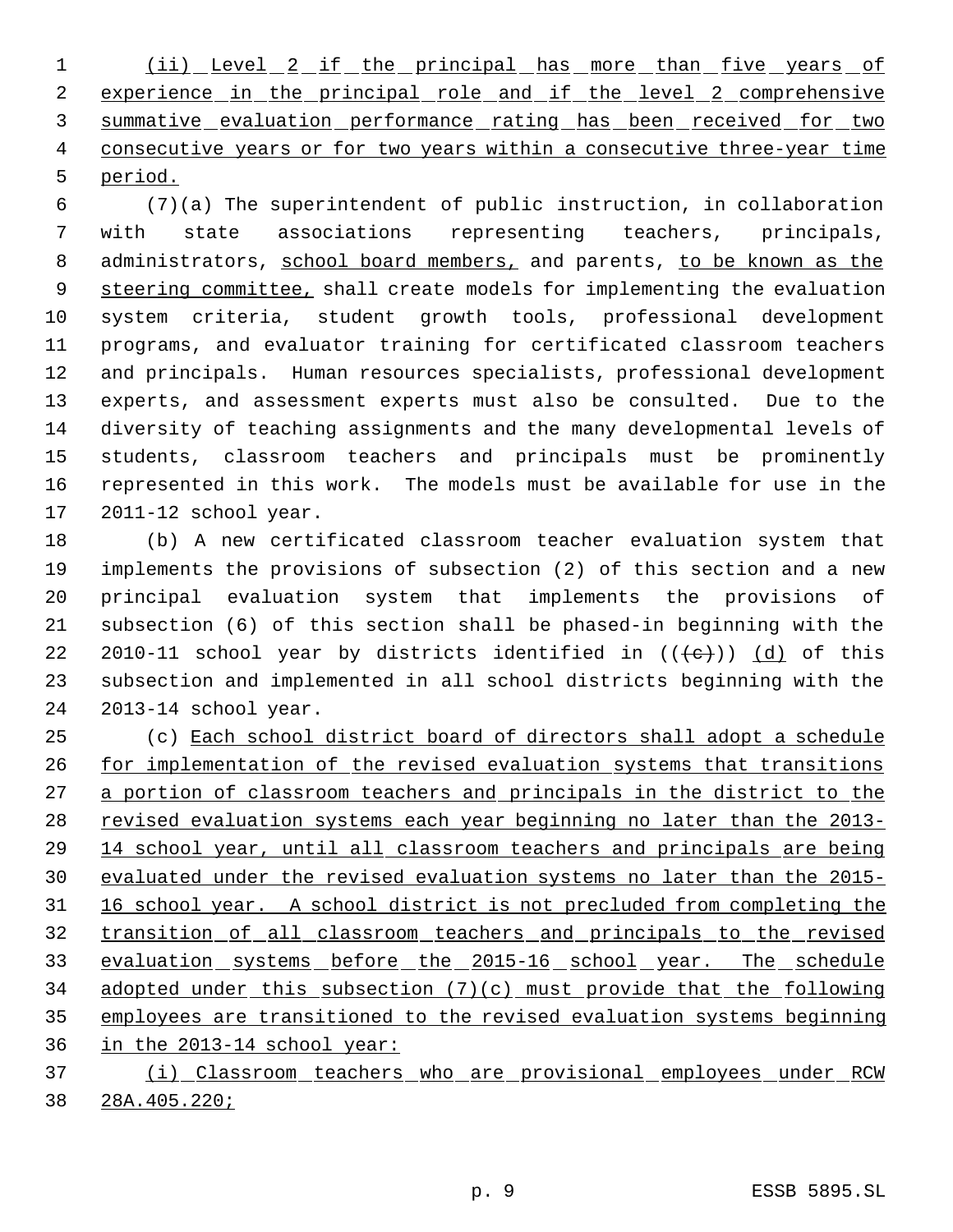(ii) Level 2 if the principal has more than five years of experience in the principal role and if the level 2 comprehensive summative evaluation performance rating has been received for two consecutive years or for two years within a consecutive three-year time period.

(7)(a) The superintendent of public instruction, in collaboration with state associations representing teachers, principals, administrators, school board members, and parents, to be known as the steering committee, shall create models for implementing the evaluation system criteria, student growth tools, professional development programs, and evaluator training for certificated classroom teachers and principals. Human resources specialists, professional development experts, and assessment experts must also be consulted. Due to the diversity of teaching assignments and the many developmental levels of students, classroom teachers and principals must be prominently represented in this work. The models must be available for use in the 2011-12 school year.

(b) A new certificated classroom teacher evaluation system that implements the provisions of subsection (2) of this section and a new principal evaluation system that implements the provisions of subsection (6) of this section shall be phased-in beginning with the 2010-11 school year by districts identified in ((~~(c)~~)) (d) of this subsection and implemented in all school districts beginning with the 2013-14 school year.

(c) Each school district board of directors shall adopt a schedule for implementation of the revised evaluation systems that transitions a portion of classroom teachers and principals in the district to the revised evaluation systems each year beginning no later than the 2013-14 school year, until all classroom teachers and principals are being evaluated under the revised evaluation systems no later than the 2015-16 school year. A school district is not precluded from completing the transition of all classroom teachers and principals to the revised evaluation systems before the 2015-16 school year. The schedule adopted under this subsection (7)(c) must provide that the following employees are transitioned to the revised evaluation systems beginning in the 2013-14 school year:

(i) Classroom teachers who are provisional employees under RCW 28A.405.220;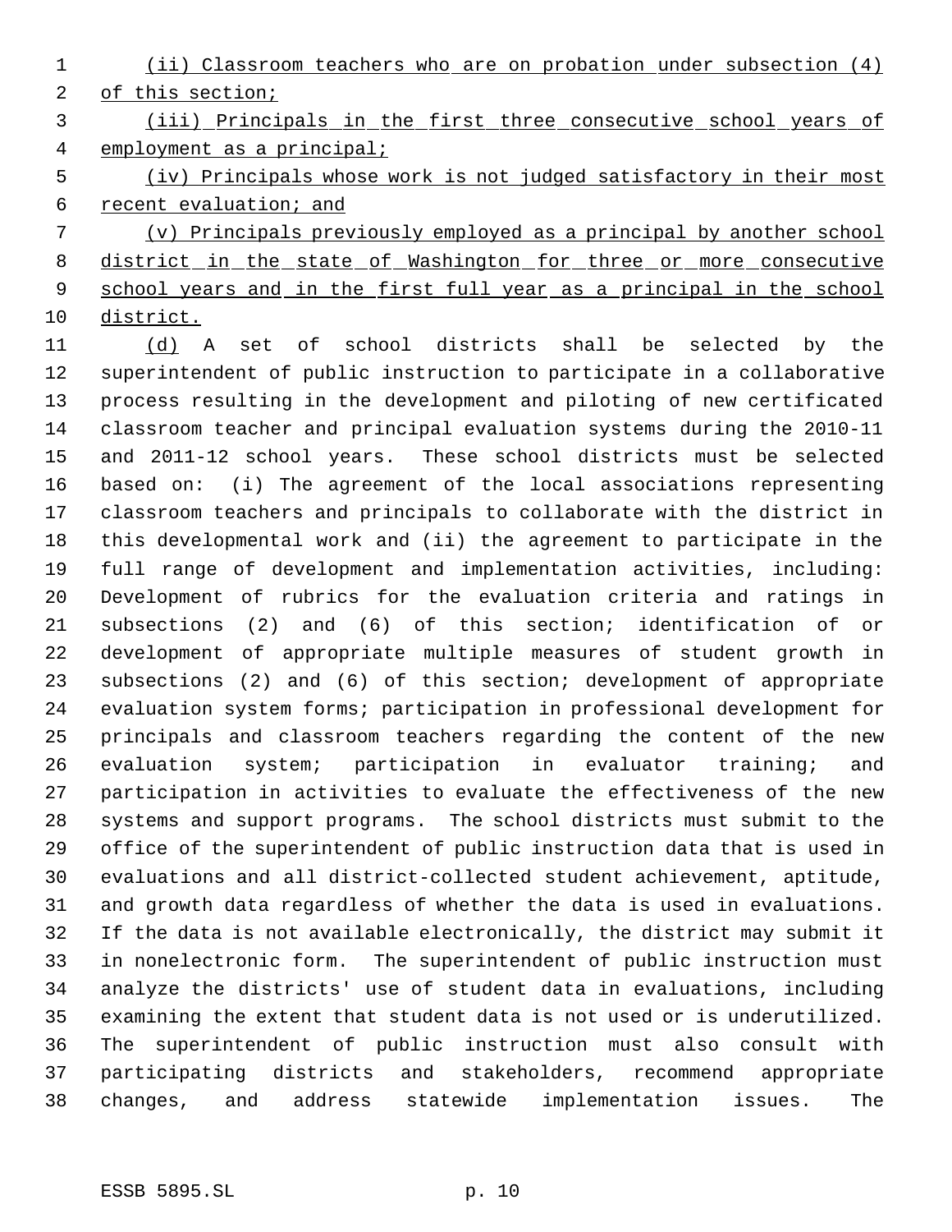(ii) Classroom teachers who are on probation under subsection (4) of this section;

(iii) Principals in the first three consecutive school years of employment as a principal;

(iv) Principals whose work is not judged satisfactory in their most recent evaluation; and

(v) Principals previously employed as a principal by another school district in the state of Washington for three or more consecutive school years and in the first full year as a principal in the school district.

(d) A set of school districts shall be selected by the superintendent of public instruction to participate in a collaborative process resulting in the development and piloting of new certificated classroom teacher and principal evaluation systems during the 2010-11 and 2011-12 school years. These school districts must be selected based on: (i) The agreement of the local associations representing classroom teachers and principals to collaborate with the district in this developmental work and (ii) the agreement to participate in the full range of development and implementation activities, including: Development of rubrics for the evaluation criteria and ratings in subsections (2) and (6) of this section; identification of or development of appropriate multiple measures of student growth in subsections (2) and (6) of this section; development of appropriate evaluation system forms; participation in professional development for principals and classroom teachers regarding the content of the new evaluation system; participation in evaluator training; and participation in activities to evaluate the effectiveness of the new systems and support programs. The school districts must submit to the office of the superintendent of public instruction data that is used in evaluations and all district-collected student achievement, aptitude, and growth data regardless of whether the data is used in evaluations. If the data is not available electronically, the district may submit it in nonelectronic form. The superintendent of public instruction must analyze the districts' use of student data in evaluations, including examining the extent that student data is not used or is underutilized. The superintendent of public instruction must also consult with participating districts and stakeholders, recommend appropriate changes, and address statewide implementation issues. The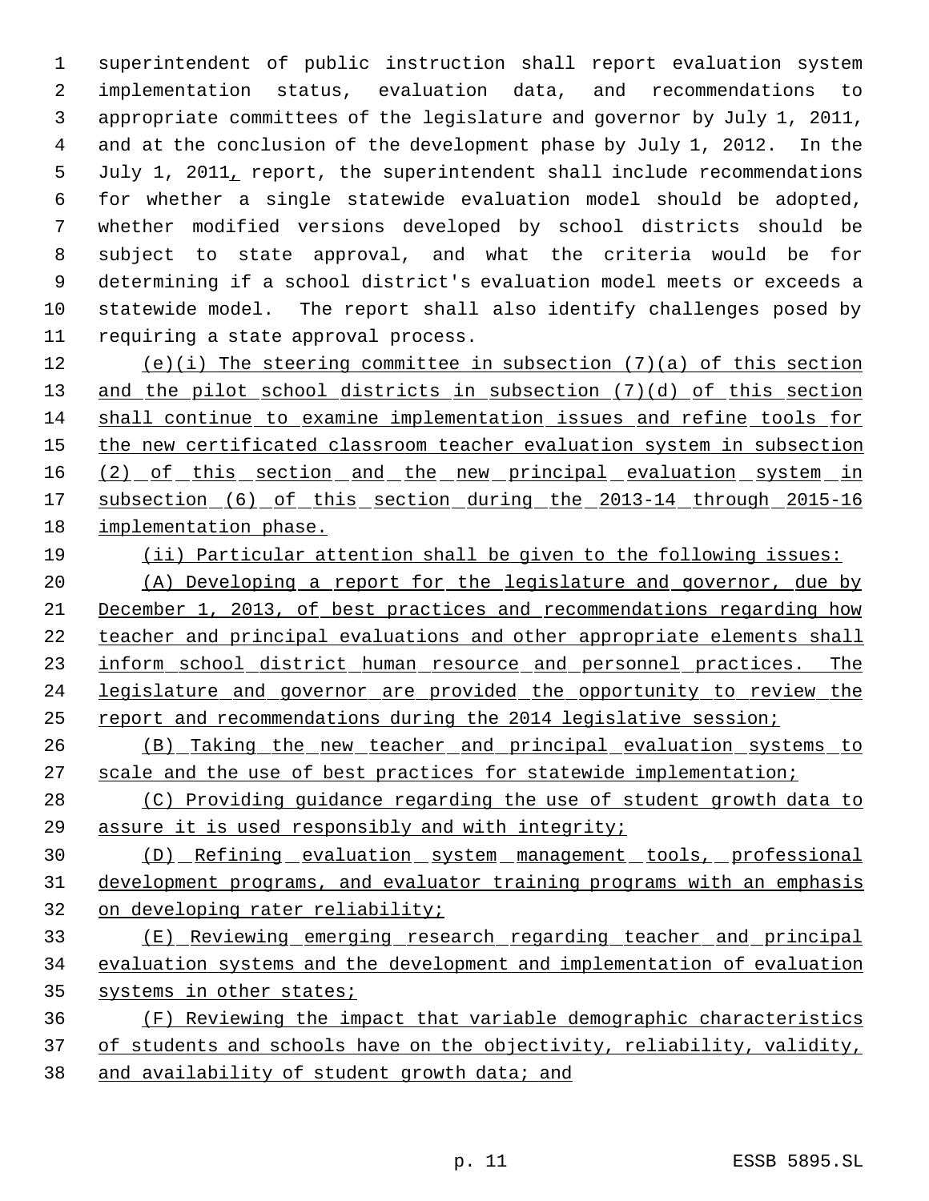superintendent of public instruction shall report evaluation system implementation status, evaluation data, and recommendations to appropriate committees of the legislature and governor by July 1, 2011, and at the conclusion of the development phase by July 1, 2012. In the July 1, 2011, report, the superintendent shall include recommendations for whether a single statewide evaluation model should be adopted, whether modified versions developed by school districts should be subject to state approval, and what the criteria would be for determining if a school district's evaluation model meets or exceeds a statewide model. The report shall also identify challenges posed by requiring a state approval process.

(e)(i) The steering committee in subsection (7)(a) of this section and the pilot school districts in subsection (7)(d) of this section shall continue to examine implementation issues and refine tools for the new certificated classroom teacher evaluation system in subsection (2) of this section and the new principal evaluation system in subsection (6) of this section during the 2013-14 through 2015-16 implementation phase.

(ii) Particular attention shall be given to the following issues:

(A) Developing a report for the legislature and governor, due by December 1, 2013, of best practices and recommendations regarding how teacher and principal evaluations and other appropriate elements shall inform school district human resource and personnel practices. The legislature and governor are provided the opportunity to review the report and recommendations during the 2014 legislative session;

(B) Taking the new teacher and principal evaluation systems to scale and the use of best practices for statewide implementation;

(C) Providing guidance regarding the use of student growth data to assure it is used responsibly and with integrity;

(D) Refining evaluation system management tools, professional development programs, and evaluator training programs with an emphasis on developing rater reliability;

(E) Reviewing emerging research regarding teacher and principal evaluation systems and the development and implementation of evaluation systems in other states;

(F) Reviewing the impact that variable demographic characteristics of students and schools have on the objectivity, reliability, validity, and availability of student growth data; and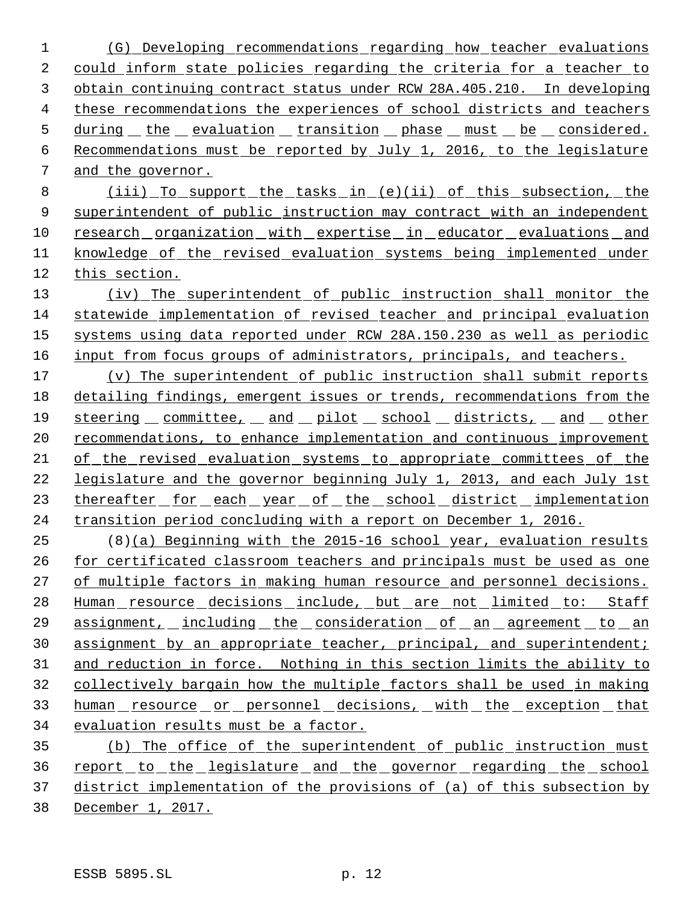(G) Developing recommendations regarding how teacher evaluations could inform state policies regarding the criteria for a teacher to obtain continuing contract status under RCW 28A.405.210. In developing these recommendations the experiences of school districts and teachers during the evaluation transition phase must be considered. Recommendations must be reported by July 1, 2016, to the legislature and the governor.

(iii) To support the tasks in (e)(ii) of this subsection, the superintendent of public instruction may contract with an independent research organization with expertise in educator evaluations and knowledge of the revised evaluation systems being implemented under this section.

(iv) The superintendent of public instruction shall monitor the statewide implementation of revised teacher and principal evaluation systems using data reported under RCW 28A.150.230 as well as periodic input from focus groups of administrators, principals, and teachers.

(v) The superintendent of public instruction shall submit reports detailing findings, emergent issues or trends, recommendations from the steering committee, and pilot school districts, and other recommendations, to enhance implementation and continuous improvement of the revised evaluation systems to appropriate committees of the legislature and the governor beginning July 1, 2013, and each July 1st thereafter for each year of the school district implementation transition period concluding with a report on December 1, 2016.

(8)(a) Beginning with the 2015-16 school year, evaluation results for certificated classroom teachers and principals must be used as one of multiple factors in making human resource and personnel decisions. Human resource decisions include, but are not limited to: Staff assignment, including the consideration of an agreement to an assignment by an appropriate teacher, principal, and superintendent; and reduction in force. Nothing in this section limits the ability to collectively bargain how the multiple factors shall be used in making human resource or personnel decisions, with the exception that evaluation results must be a factor.

(b) The office of the superintendent of public instruction must report to the legislature and the governor regarding the school district implementation of the provisions of (a) of this subsection by December 1, 2017.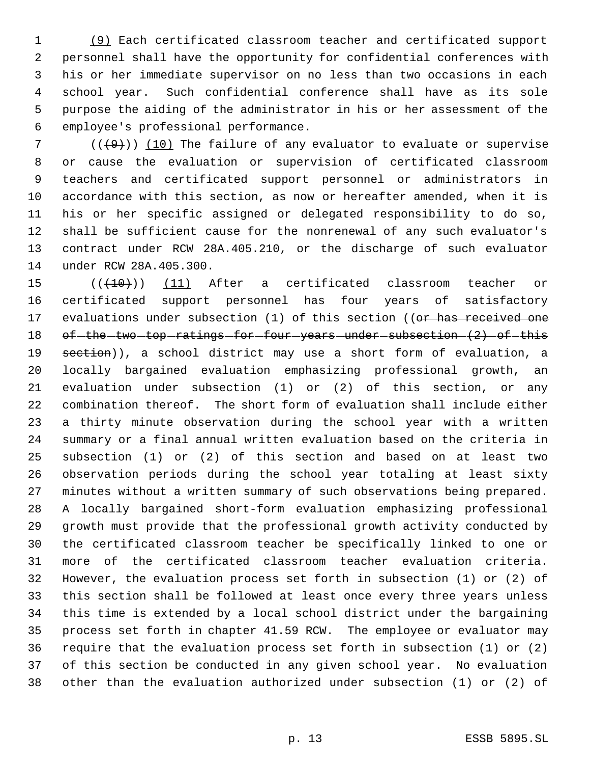(9) Each certificated classroom teacher and certificated support personnel shall have the opportunity for confidential conferences with his or her immediate supervisor on no less than two occasions in each school year. Such confidential conference shall have as its sole purpose the aiding of the administrator in his or her assessment of the employee's professional performance.

(((9))) (10) The failure of any evaluator to evaluate or supervise or cause the evaluation or supervision of certificated classroom teachers and certificated support personnel or administrators in accordance with this section, as now or hereafter amended, when it is his or her specific assigned or delegated responsibility to do so, shall be sufficient cause for the nonrenewal of any such evaluator's contract under RCW 28A.405.210, or the discharge of such evaluator under RCW 28A.405.300.

(((10))) (11) After a certificated classroom teacher or certificated support personnel has four years of satisfactory evaluations under subsection (1) of this section ((~~or has received one of the two top ratings for four years under subsection (2) of this section~~)), a school district may use a short form of evaluation, a locally bargained evaluation emphasizing professional growth, an evaluation under subsection (1) or (2) of this section, or any combination thereof. The short form of evaluation shall include either a thirty minute observation during the school year with a written summary or a final annual written evaluation based on the criteria in subsection (1) or (2) of this section and based on at least two observation periods during the school year totaling at least sixty minutes without a written summary of such observations being prepared. A locally bargained short-form evaluation emphasizing professional growth must provide that the professional growth activity conducted by the certificated classroom teacher be specifically linked to one or more of the certificated classroom teacher evaluation criteria. However, the evaluation process set forth in subsection (1) or (2) of this section shall be followed at least once every three years unless this time is extended by a local school district under the bargaining process set forth in chapter 41.59 RCW. The employee or evaluator may require that the evaluation process set forth in subsection (1) or (2) of this section be conducted in any given school year. No evaluation other than the evaluation authorized under subsection (1) or (2) of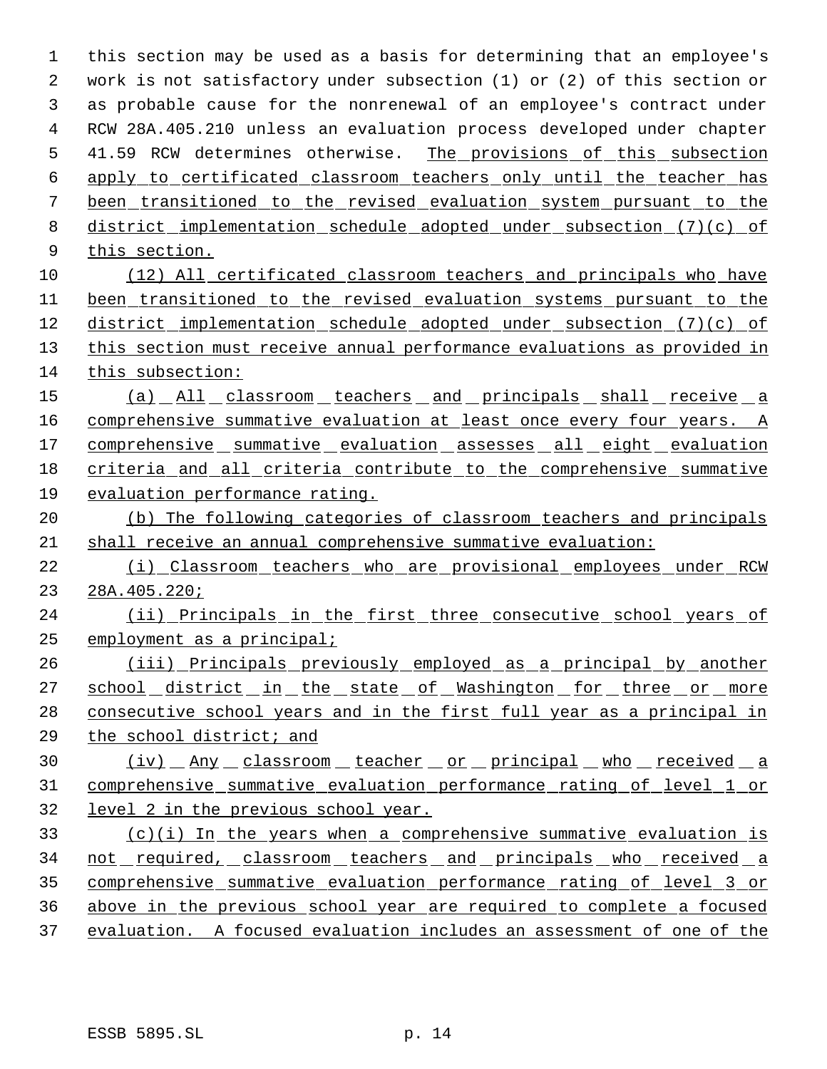this section may be used as a basis for determining that an employee's work is not satisfactory under subsection (1) or (2) of this section or as probable cause for the nonrenewal of an employee's contract under RCW 28A.405.210 unless an evaluation process developed under chapter 41.59 RCW determines otherwise. The provisions of this subsection apply to certificated classroom teachers only until the teacher has been transitioned to the revised evaluation system pursuant to the district implementation schedule adopted under subsection (7)(c) of this section.

(12) All certificated classroom teachers and principals who have been transitioned to the revised evaluation systems pursuant to the district implementation schedule adopted under subsection (7)(c) of this section must receive annual performance evaluations as provided in this subsection:

(a) All classroom teachers and principals shall receive a comprehensive summative evaluation at least once every four years. A comprehensive summative evaluation assesses all eight evaluation criteria and all criteria contribute to the comprehensive summative evaluation performance rating.

(b) The following categories of classroom teachers and principals shall receive an annual comprehensive summative evaluation:

(i) Classroom teachers who are provisional employees under RCW 28A.405.220;

(ii) Principals in the first three consecutive school years of employment as a principal;

(iii) Principals previously employed as a principal by another school district in the state of Washington for three or more consecutive school years and in the first full year as a principal in the school district; and

(iv) Any classroom teacher or principal who received a comprehensive summative evaluation performance rating of level 1 or level 2 in the previous school year.

(c)(i) In the years when a comprehensive summative evaluation is not required, classroom teachers and principals who received a comprehensive summative evaluation performance rating of level 3 or above in the previous school year are required to complete a focused evaluation. A focused evaluation includes an assessment of one of the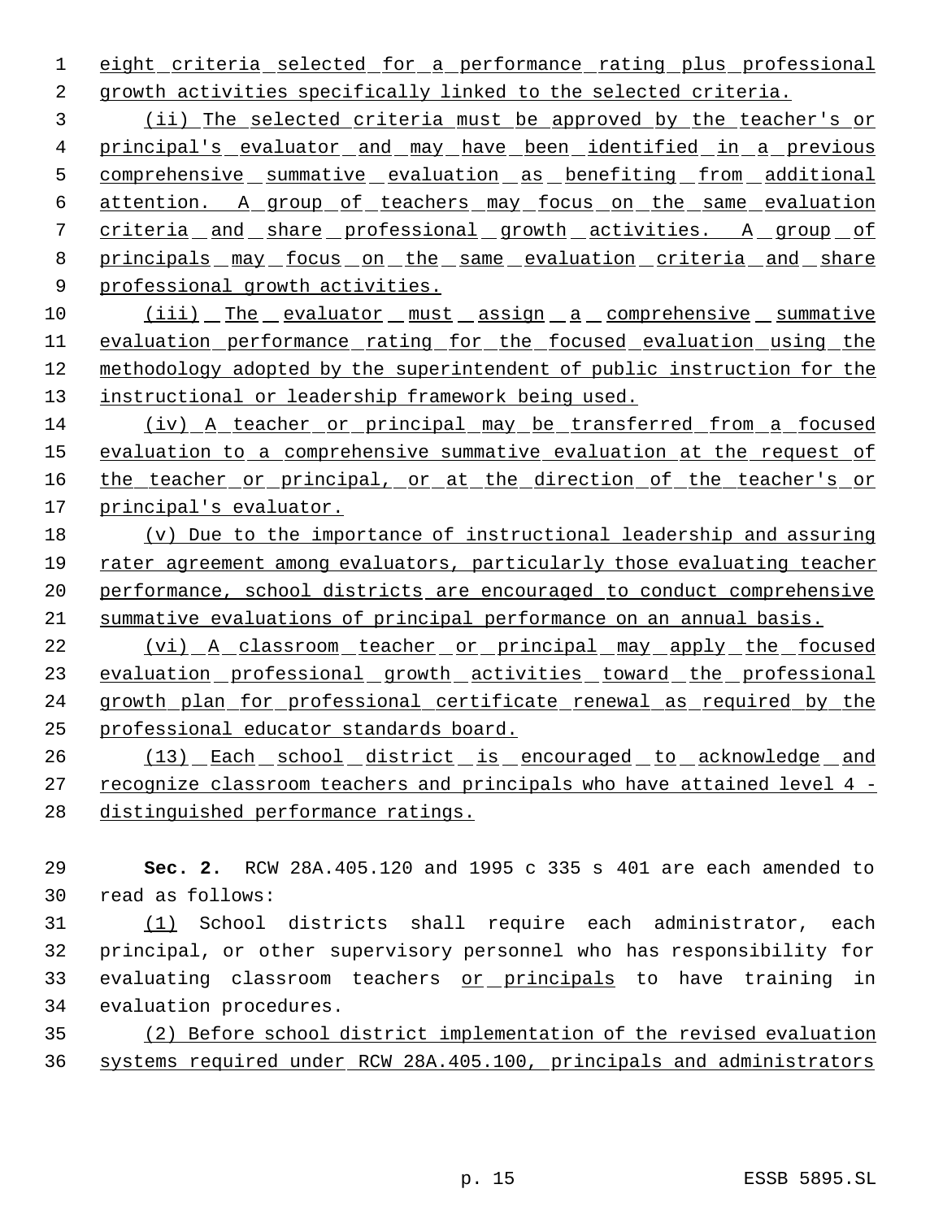eight criteria selected for a performance rating plus professional growth activities specifically linked to the selected criteria.

(ii) The selected criteria must be approved by the teacher's or principal's evaluator and may have been identified in a previous comprehensive summative evaluation as benefiting from additional attention. A group of teachers may focus on the same evaluation criteria and share professional growth activities. A group of principals may focus on the same evaluation criteria and share professional growth activities.

(iii) The evaluator must assign a comprehensive summative evaluation performance rating for the focused evaluation using the methodology adopted by the superintendent of public instruction for the instructional or leadership framework being used.

(iv) A teacher or principal may be transferred from a focused evaluation to a comprehensive summative evaluation at the request of the teacher or principal, or at the direction of the teacher's or principal's evaluator.

(v) Due to the importance of instructional leadership and assuring rater agreement among evaluators, particularly those evaluating teacher performance, school districts are encouraged to conduct comprehensive summative evaluations of principal performance on an annual basis.

(vi) A classroom teacher or principal may apply the focused evaluation professional growth activities toward the professional growth plan for professional certificate renewal as required by the professional educator standards board.

(13) Each school district is encouraged to acknowledge and recognize classroom teachers and principals who have attained level 4 - distinguished performance ratings.

**Sec. 2.** RCW 28A.405.120 and 1995 c 335 s 401 are each amended to read as follows:

(1) School districts shall require each administrator, each principal, or other supervisory personnel who has responsibility for evaluating classroom teachers or principals to have training in evaluation procedures.

(2) Before school district implementation of the revised evaluation systems required under RCW 28A.405.100, principals and administrators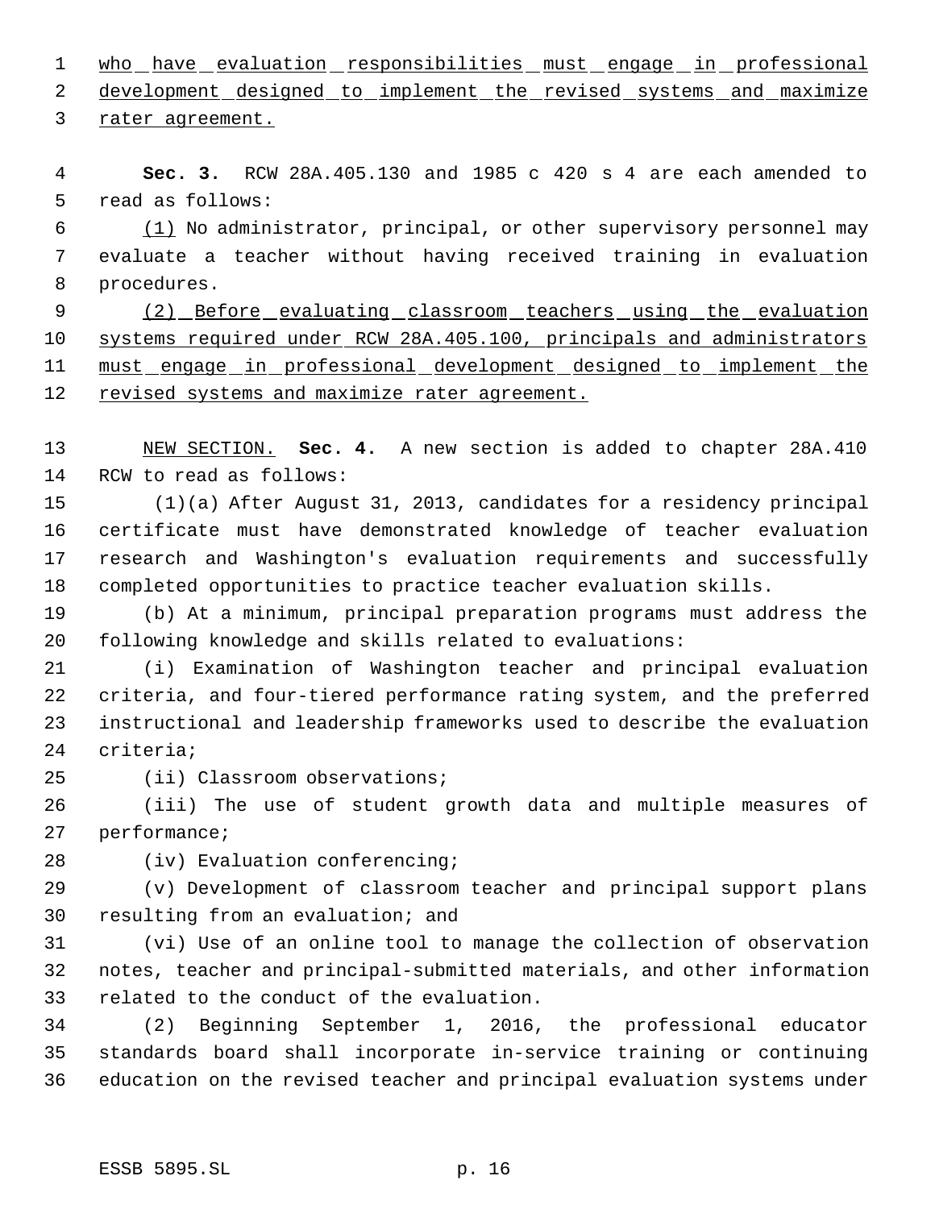who have evaluation responsibilities must engage in professional development designed to implement the revised systems and maximize rater agreement.

**Sec. 3.** RCW 28A.405.130 and 1985 c 420 s 4 are each amended to read as follows:

(1) No administrator, principal, or other supervisory personnel may evaluate a teacher without having received training in evaluation procedures.

(2) Before evaluating classroom teachers using the evaluation systems required under RCW 28A.405.100, principals and administrators must engage in professional development designed to implement the revised systems and maximize rater agreement.

NEW SECTION. **Sec. 4.** A new section is added to chapter 28A.410 RCW to read as follows:

(1)(a) After August 31, 2013, candidates for a residency principal certificate must have demonstrated knowledge of teacher evaluation research and Washington's evaluation requirements and successfully completed opportunities to practice teacher evaluation skills.

(b) At a minimum, principal preparation programs must address the following knowledge and skills related to evaluations:

(i) Examination of Washington teacher and principal evaluation criteria, and four-tiered performance rating system, and the preferred instructional and leadership frameworks used to describe the evaluation criteria;

(ii) Classroom observations;

(iii) The use of student growth data and multiple measures of performance;

(iv) Evaluation conferencing;

(v) Development of classroom teacher and principal support plans resulting from an evaluation; and

(vi) Use of an online tool to manage the collection of observation notes, teacher and principal-submitted materials, and other information related to the conduct of the evaluation.

(2) Beginning September 1, 2016, the professional educator standards board shall incorporate in-service training or continuing education on the revised teacher and principal evaluation systems under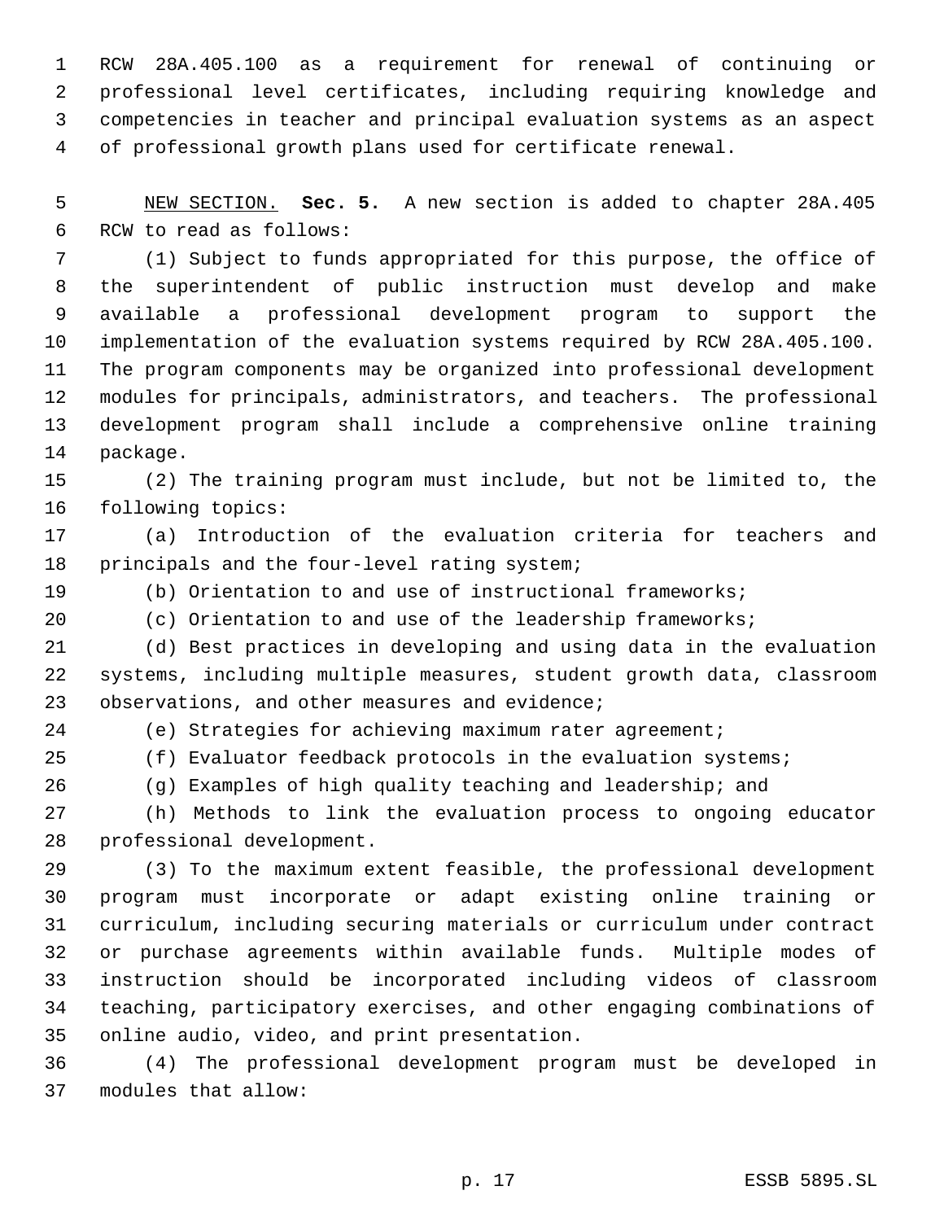RCW 28A.405.100 as a requirement for renewal of continuing or professional level certificates, including requiring knowledge and competencies in teacher and principal evaluation systems as an aspect of professional growth plans used for certificate renewal.

NEW SECTION. **Sec. 5.** A new section is added to chapter 28A.405 RCW to read as follows:

(1) Subject to funds appropriated for this purpose, the office of the superintendent of public instruction must develop and make available a professional development program to support the implementation of the evaluation systems required by RCW 28A.405.100. The program components may be organized into professional development modules for principals, administrators, and teachers. The professional development program shall include a comprehensive online training package.

(2) The training program must include, but not be limited to, the following topics:

(a) Introduction of the evaluation criteria for teachers and principals and the four-level rating system;

(b) Orientation to and use of instructional frameworks;

(c) Orientation to and use of the leadership frameworks;

(d) Best practices in developing and using data in the evaluation systems, including multiple measures, student growth data, classroom observations, and other measures and evidence;

(e) Strategies for achieving maximum rater agreement;

(f) Evaluator feedback protocols in the evaluation systems;

(g) Examples of high quality teaching and leadership; and

(h) Methods to link the evaluation process to ongoing educator professional development.

(3) To the maximum extent feasible, the professional development program must incorporate or adapt existing online training or curriculum, including securing materials or curriculum under contract or purchase agreements within available funds. Multiple modes of instruction should be incorporated including videos of classroom teaching, participatory exercises, and other engaging combinations of online audio, video, and print presentation.

(4) The professional development program must be developed in modules that allow: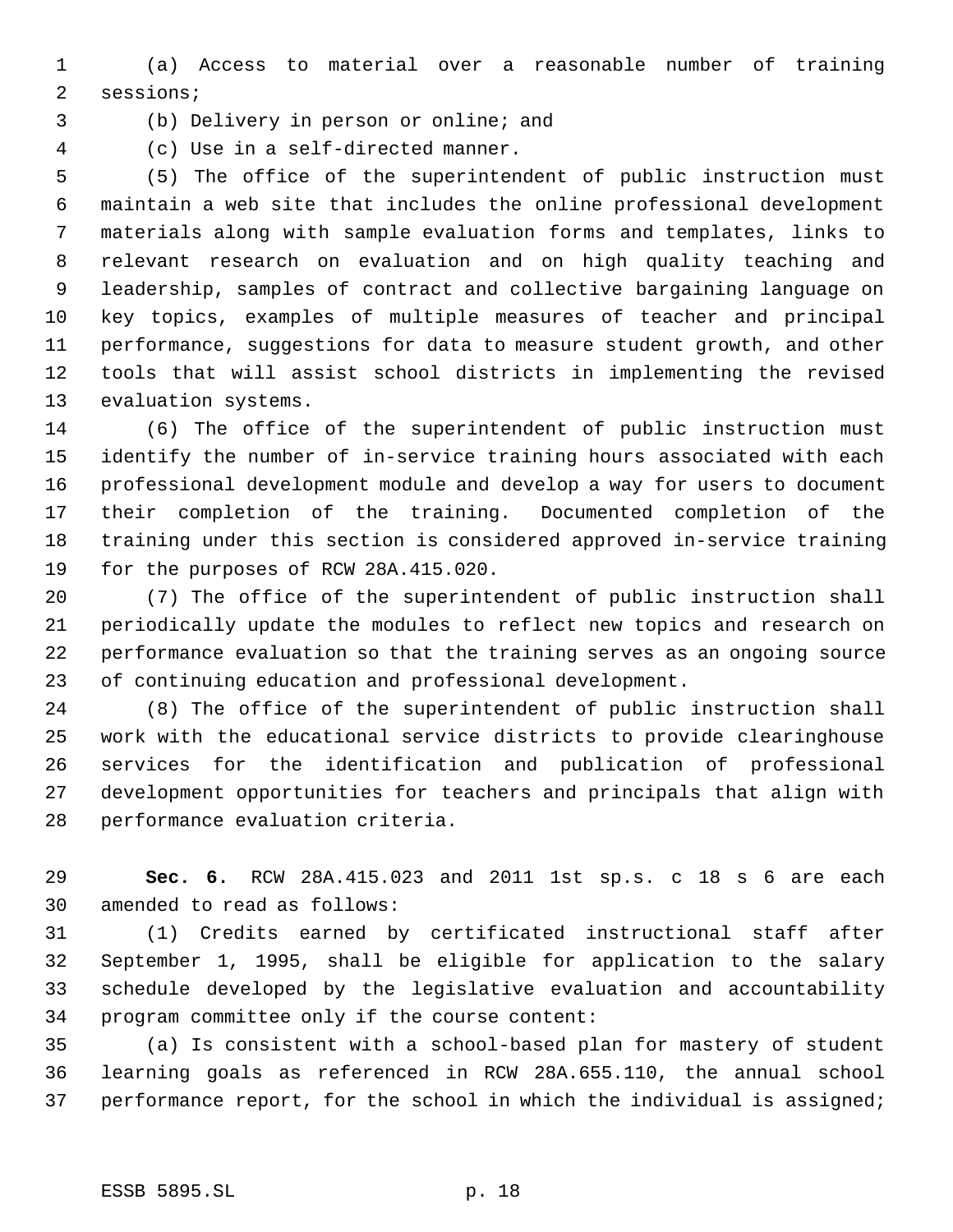(a) Access to material over a reasonable number of training sessions;

(b) Delivery in person or online; and

(c) Use in a self-directed manner.

(5) The office of the superintendent of public instruction must maintain a web site that includes the online professional development materials along with sample evaluation forms and templates, links to relevant research on evaluation and on high quality teaching and leadership, samples of contract and collective bargaining language on key topics, examples of multiple measures of teacher and principal performance, suggestions for data to measure student growth, and other tools that will assist school districts in implementing the revised evaluation systems.

(6) The office of the superintendent of public instruction must identify the number of in-service training hours associated with each professional development module and develop a way for users to document their completion of the training. Documented completion of the training under this section is considered approved in-service training for the purposes of RCW 28A.415.020.

(7) The office of the superintendent of public instruction shall periodically update the modules to reflect new topics and research on performance evaluation so that the training serves as an ongoing source of continuing education and professional development.

(8) The office of the superintendent of public instruction shall work with the educational service districts to provide clearinghouse services for the identification and publication of professional development opportunities for teachers and principals that align with performance evaluation criteria.

**Sec. 6.** RCW 28A.415.023 and 2011 1st sp.s. c 18 s 6 are each amended to read as follows:

(1) Credits earned by certificated instructional staff after September 1, 1995, shall be eligible for application to the salary schedule developed by the legislative evaluation and accountability program committee only if the course content:

(a) Is consistent with a school-based plan for mastery of student learning goals as referenced in RCW 28A.655.110, the annual school performance report, for the school in which the individual is assigned;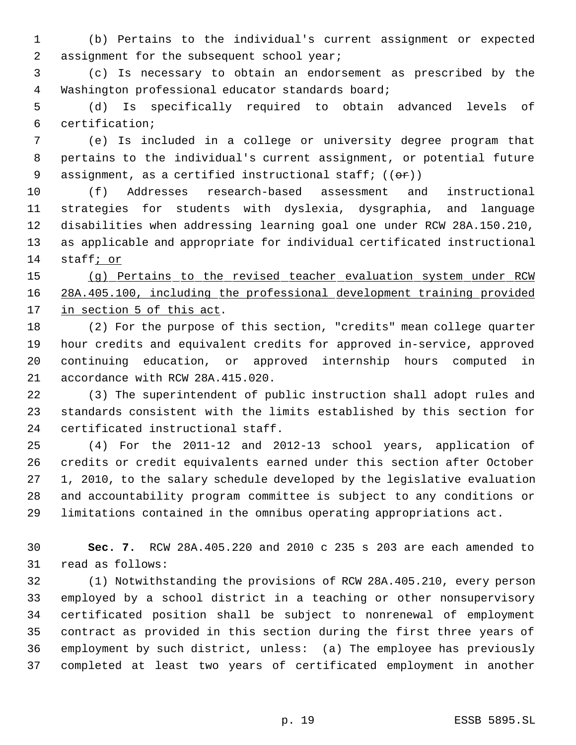(b) Pertains to the individual's current assignment or expected assignment for the subsequent school year;

(c) Is necessary to obtain an endorsement as prescribed by the Washington professional educator standards board;

(d) Is specifically required to obtain advanced levels of certification;

(e) Is included in a college or university degree program that pertains to the individual's current assignment, or potential future assignment, as a certified instructional staff; ((~~or~~))

(f) Addresses research-based assessment and instructional strategies for students with dyslexia, dysgraphia, and language disabilities when addressing learning goal one under RCW 28A.150.210, as applicable and appropriate for individual certificated instructional staff<u>; or</u>

<u>(g) Pertains to the revised teacher evaluation system under RCW 28A.405.100, including the professional development training provided in section 5 of this act</u>.

(2) For the purpose of this section, "credits" mean college quarter hour credits and equivalent credits for approved in-service, approved continuing education, or approved internship hours computed in accordance with RCW 28A.415.020.

(3) The superintendent of public instruction shall adopt rules and standards consistent with the limits established by this section for certificated instructional staff.

(4) For the 2011-12 and 2012-13 school years, application of credits or credit equivalents earned under this section after October 1, 2010, to the salary schedule developed by the legislative evaluation and accountability program committee is subject to any conditions or limitations contained in the omnibus operating appropriations act.

**Sec. 7.** RCW 28A.405.220 and 2010 c 235 s 203 are each amended to read as follows:

(1) Notwithstanding the provisions of RCW 28A.405.210, every person employed by a school district in a teaching or other nonsupervisory certificated position shall be subject to nonrenewal of employment contract as provided in this section during the first three years of employment by such district, unless: (a) The employee has previously completed at least two years of certificated employment in another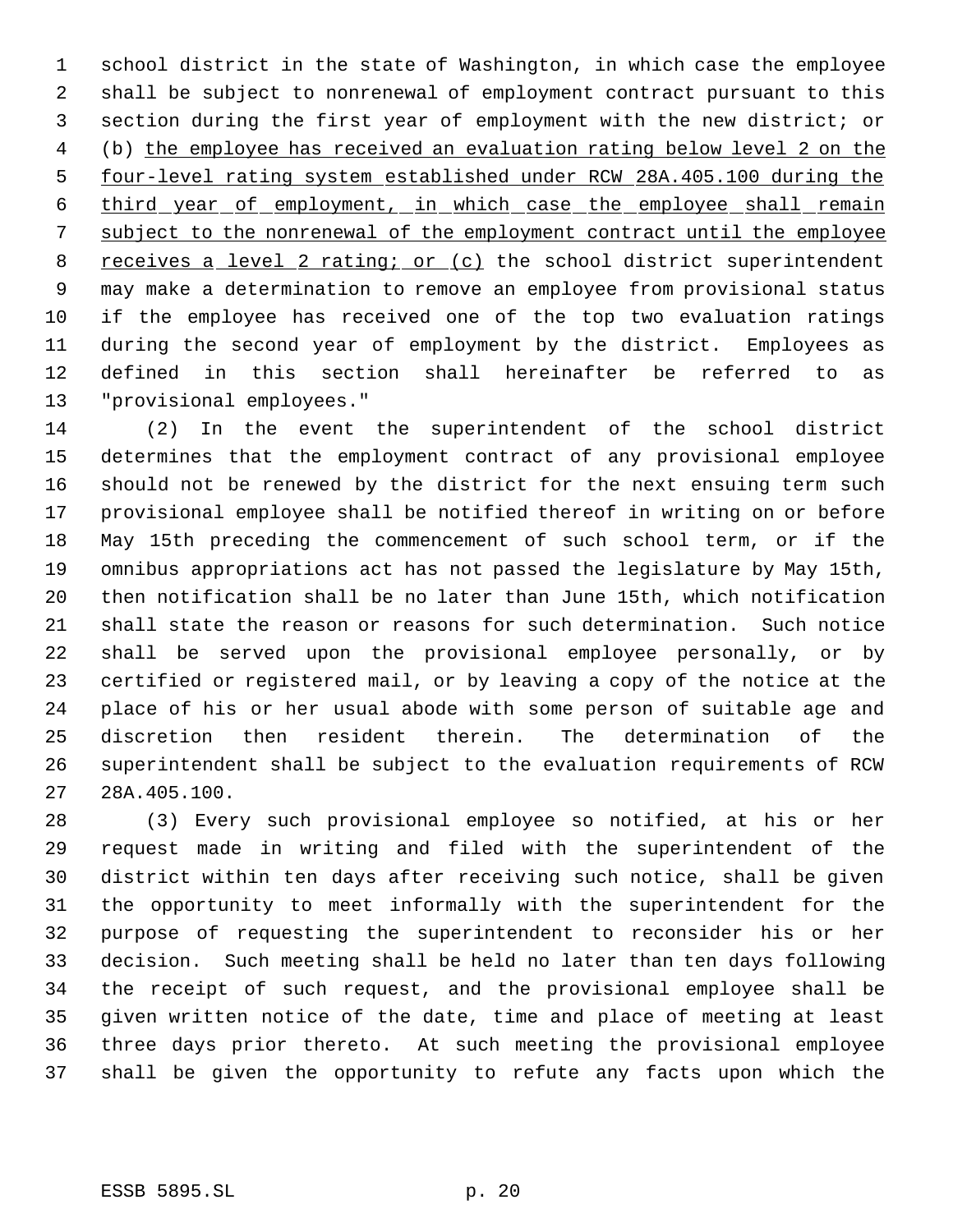school district in the state of Washington, in which case the employee shall be subject to nonrenewal of employment contract pursuant to this section during the first year of employment with the new district; or (b) the employee has received an evaluation rating below level 2 on the four-level rating system established under RCW 28A.405.100 during the third year of employment, in which case the employee shall remain subject to the nonrenewal of the employment contract until the employee receives a level 2 rating; or (c) the school district superintendent may make a determination to remove an employee from provisional status if the employee has received one of the top two evaluation ratings during the second year of employment by the district. Employees as defined in this section shall hereinafter be referred to as "provisional employees."

(2) In the event the superintendent of the school district determines that the employment contract of any provisional employee should not be renewed by the district for the next ensuing term such provisional employee shall be notified thereof in writing on or before May 15th preceding the commencement of such school term, or if the omnibus appropriations act has not passed the legislature by May 15th, then notification shall be no later than June 15th, which notification shall state the reason or reasons for such determination. Such notice shall be served upon the provisional employee personally, or by certified or registered mail, or by leaving a copy of the notice at the place of his or her usual abode with some person of suitable age and discretion then resident therein. The determination of the superintendent shall be subject to the evaluation requirements of RCW 28A.405.100.

(3) Every such provisional employee so notified, at his or her request made in writing and filed with the superintendent of the district within ten days after receiving such notice, shall be given the opportunity to meet informally with the superintendent for the purpose of requesting the superintendent to reconsider his or her decision. Such meeting shall be held no later than ten days following the receipt of such request, and the provisional employee shall be given written notice of the date, time and place of meeting at least three days prior thereto. At such meeting the provisional employee shall be given the opportunity to refute any facts upon which the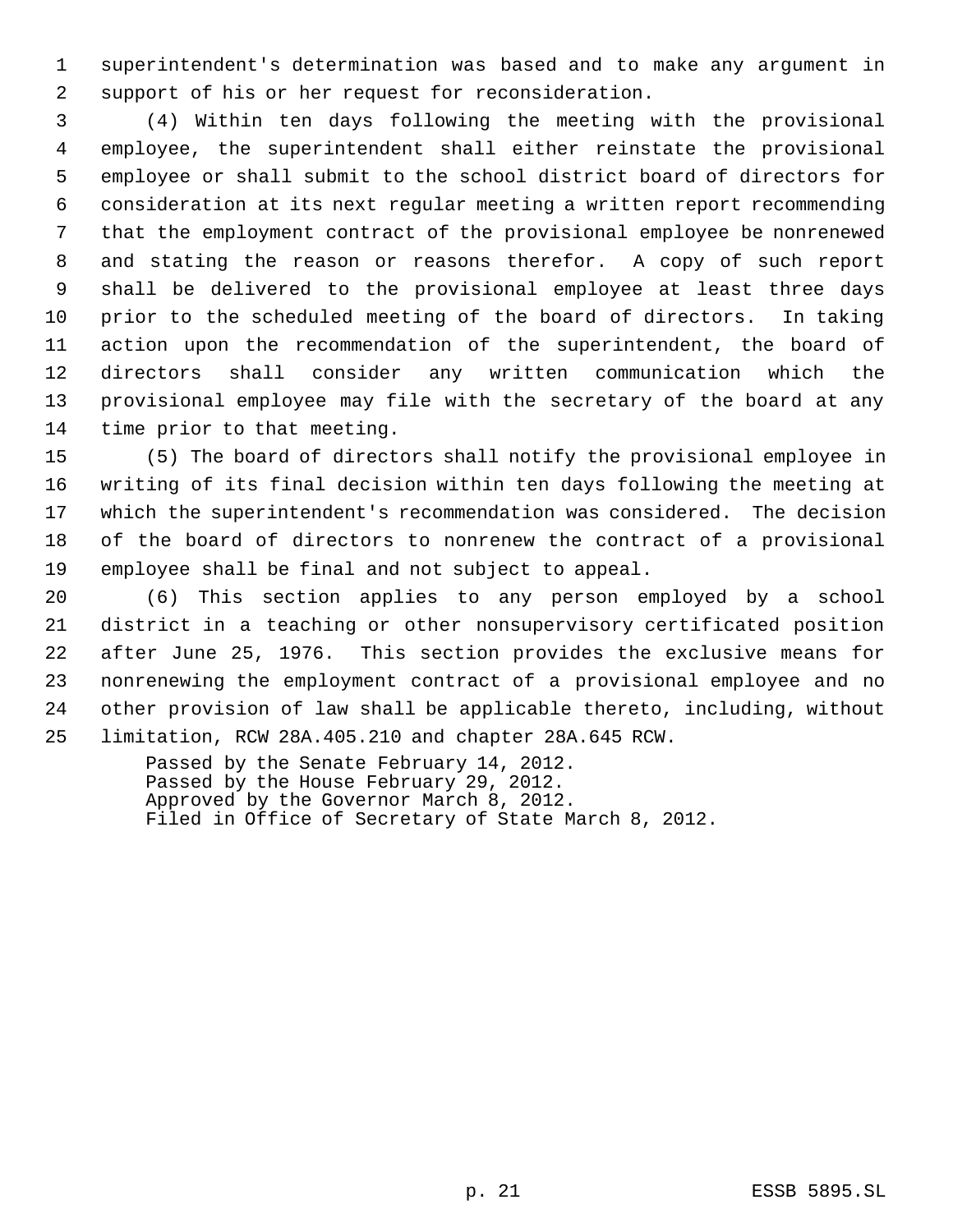superintendent's determination was based and to make any argument in support of his or her request for reconsideration.

(4) Within ten days following the meeting with the provisional employee, the superintendent shall either reinstate the provisional employee or shall submit to the school district board of directors for consideration at its next regular meeting a written report recommending that the employment contract of the provisional employee be nonrenewed and stating the reason or reasons therefor. A copy of such report shall be delivered to the provisional employee at least three days prior to the scheduled meeting of the board of directors. In taking action upon the recommendation of the superintendent, the board of directors shall consider any written communication which the provisional employee may file with the secretary of the board at any time prior to that meeting.

(5) The board of directors shall notify the provisional employee in writing of its final decision within ten days following the meeting at which the superintendent's recommendation was considered. The decision of the board of directors to nonrenew the contract of a provisional employee shall be final and not subject to appeal.

(6) This section applies to any person employed by a school district in a teaching or other nonsupervisory certificated position after June 25, 1976. This section provides the exclusive means for nonrenewing the employment contract of a provisional employee and no other provision of law shall be applicable thereto, including, without limitation, RCW 28A.405.210 and chapter 28A.645 RCW.

Passed by the Senate February 14, 2012.
Passed by the House February 29, 2012.
Approved by the Governor March 8, 2012.
Filed in Office of Secretary of State March 8, 2012.